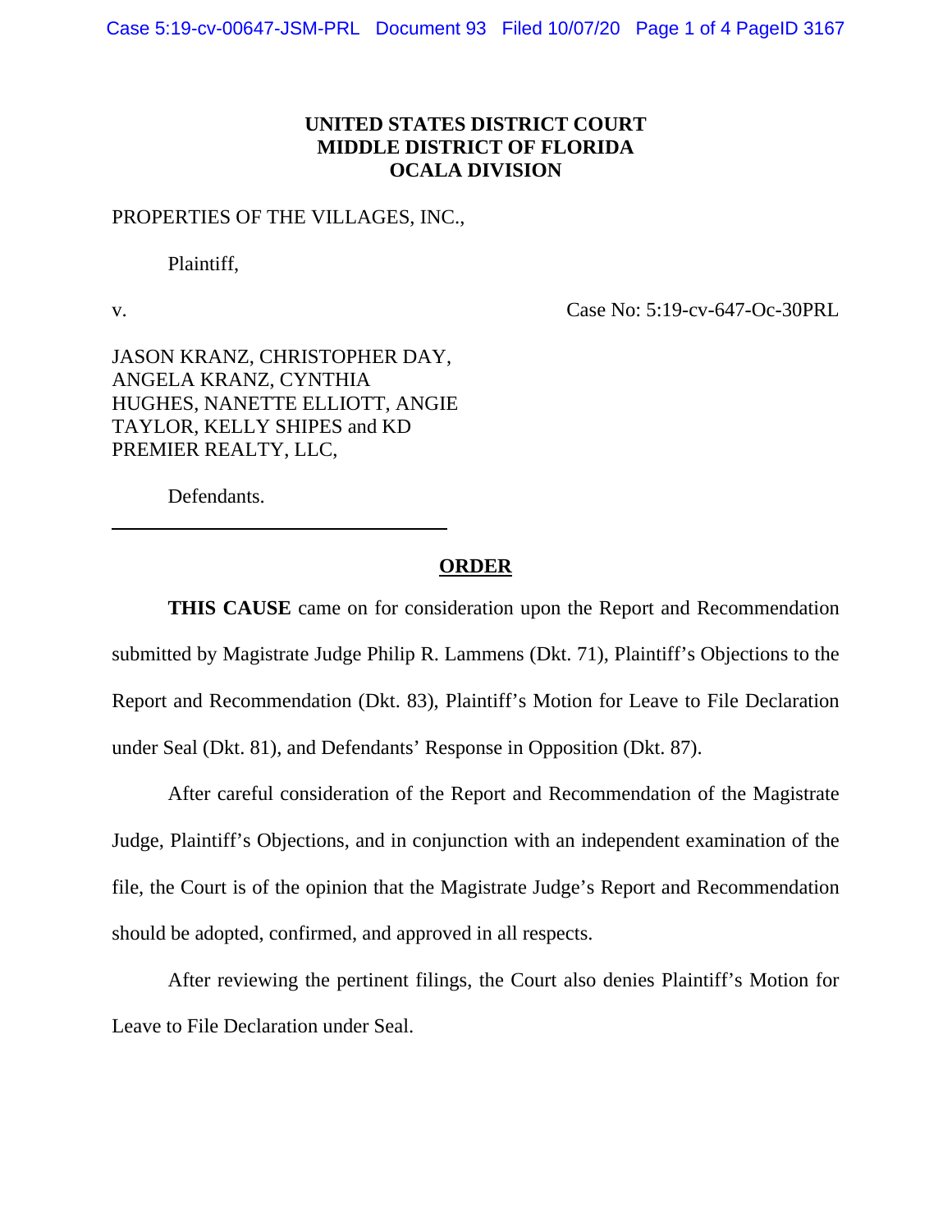**UNITED STATES DISTRICT COURT**
**MIDDLE DISTRICT OF FLORIDA**
**OCALA DIVISION**

PROPERTIES OF THE VILLAGES, INC.,

Plaintiff,

v. Case No: 5:19-cv-647-Oc-30PRL

JASON KRANZ, CHRISTOPHER DAY, ANGELA KRANZ, CYNTHIA HUGHES, NANETTE ELLIOTT, ANGIE TAYLOR, KELLY SHIPES and KD PREMIER REALTY, LLC,

Defendants.

---

## ORDER

**THIS CAUSE** came on for consideration upon the Report and Recommendation submitted by Magistrate Judge Philip R. Lammens (Dkt. 71), Plaintiff's Objections to the Report and Recommendation (Dkt. 83), Plaintiff's Motion for Leave to File Declaration under Seal (Dkt. 81), and Defendants' Response in Opposition (Dkt. 87).

After careful consideration of the Report and Recommendation of the Magistrate Judge, Plaintiff's Objections, and in conjunction with an independent examination of the file, the Court is of the opinion that the Magistrate Judge's Report and Recommendation should be adopted, confirmed, and approved in all respects.

After reviewing the pertinent filings, the Court also denies Plaintiff's Motion for Leave to File Declaration under Seal.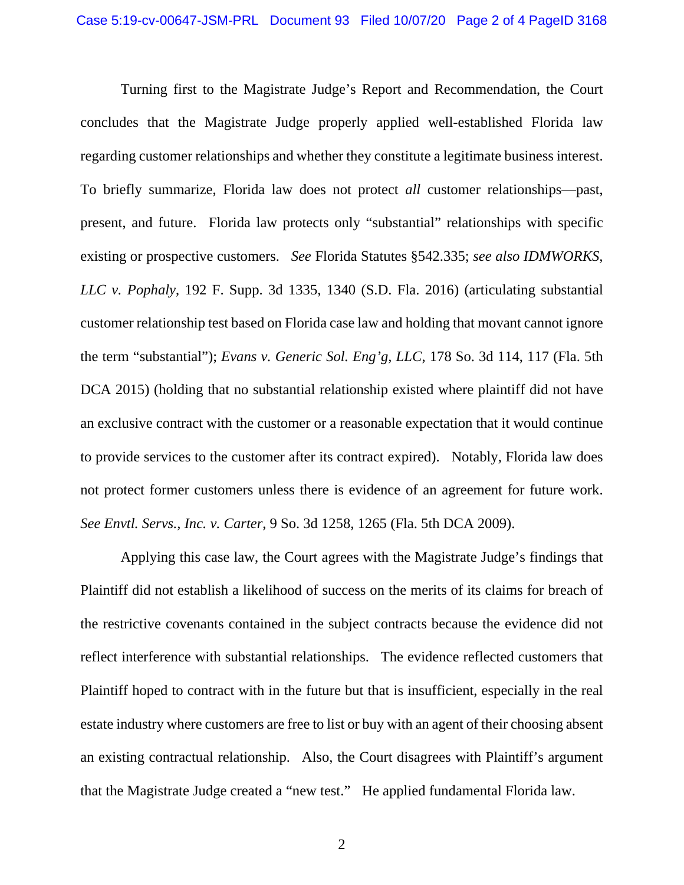Turning first to the Magistrate Judge's Report and Recommendation, the Court concludes that the Magistrate Judge properly applied well-established Florida law regarding customer relationships and whether they constitute a legitimate business interest. To briefly summarize, Florida law does not protect *all* customer relationships—past, present, and future. Florida law protects only "substantial" relationships with specific existing or prospective customers. *See* Florida Statutes §542.335; *see also IDMWORKS, LLC v. Pophaly*, 192 F. Supp. 3d 1335, 1340 (S.D. Fla. 2016) (articulating substantial customer relationship test based on Florida case law and holding that movant cannot ignore the term "substantial"); *Evans v. Generic Sol. Eng'g, LLC*, 178 So. 3d 114, 117 (Fla. 5th DCA 2015) (holding that no substantial relationship existed where plaintiff did not have an exclusive contract with the customer or a reasonable expectation that it would continue to provide services to the customer after its contract expired). Notably, Florida law does not protect former customers unless there is evidence of an agreement for future work. *See Envtl. Servs., Inc. v. Carter*, 9 So. 3d 1258, 1265 (Fla. 5th DCA 2009).

Applying this case law, the Court agrees with the Magistrate Judge's findings that Plaintiff did not establish a likelihood of success on the merits of its claims for breach of the restrictive covenants contained in the subject contracts because the evidence did not reflect interference with substantial relationships. The evidence reflected customers that Plaintiff hoped to contract with in the future but that is insufficient, especially in the real estate industry where customers are free to list or buy with an agent of their choosing absent an existing contractual relationship. Also, the Court disagrees with Plaintiff's argument that the Magistrate Judge created a "new test." He applied fundamental Florida law.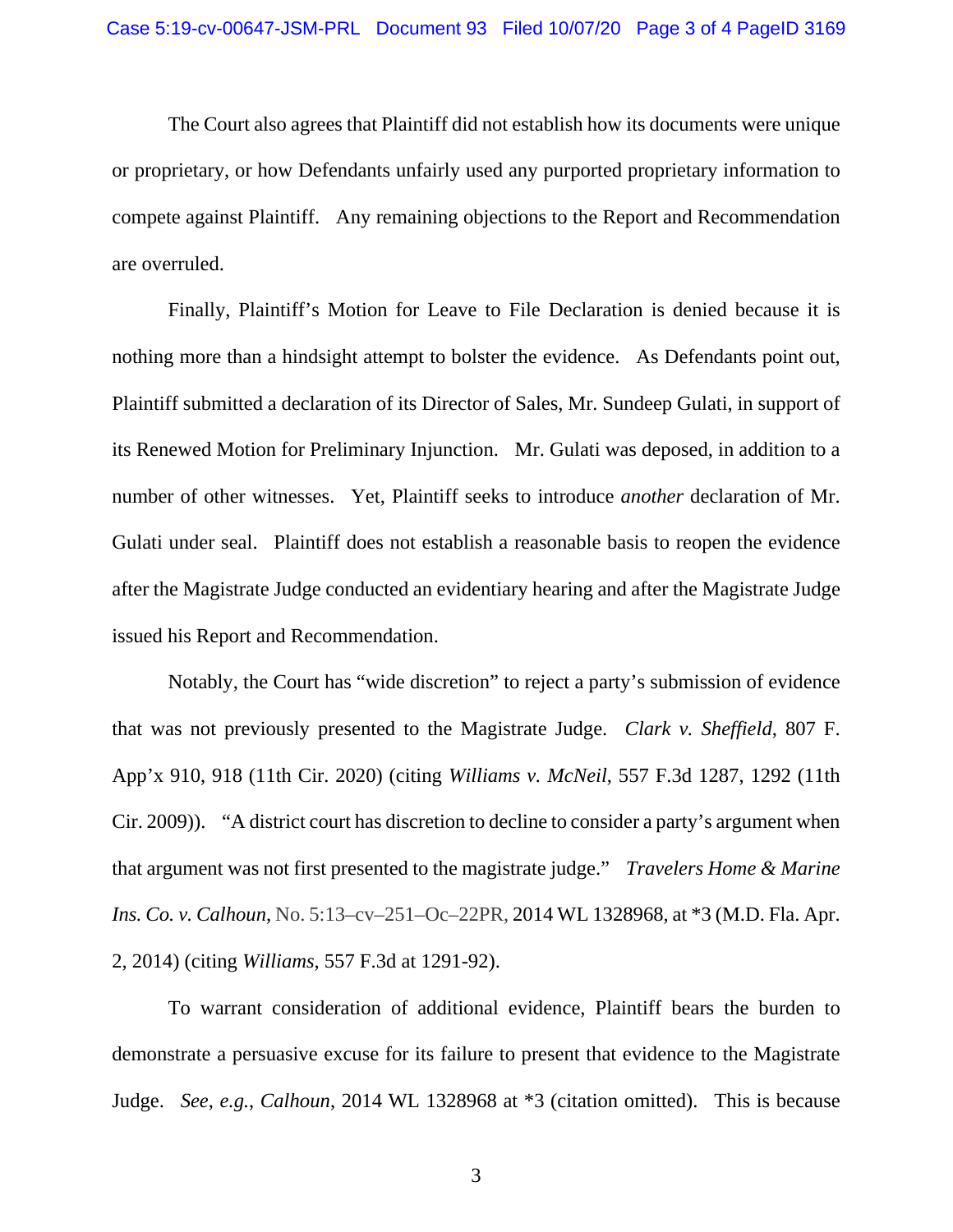The Court also agrees that Plaintiff did not establish how its documents were unique or proprietary, or how Defendants unfairly used any purported proprietary information to compete against Plaintiff. Any remaining objections to the Report and Recommendation are overruled.

Finally, Plaintiff's Motion for Leave to File Declaration is denied because it is nothing more than a hindsight attempt to bolster the evidence. As Defendants point out, Plaintiff submitted a declaration of its Director of Sales, Mr. Sundeep Gulati, in support of its Renewed Motion for Preliminary Injunction. Mr. Gulati was deposed, in addition to a number of other witnesses. Yet, Plaintiff seeks to introduce *another* declaration of Mr. Gulati under seal. Plaintiff does not establish a reasonable basis to reopen the evidence after the Magistrate Judge conducted an evidentiary hearing and after the Magistrate Judge issued his Report and Recommendation.

Notably, the Court has "wide discretion" to reject a party's submission of evidence that was not previously presented to the Magistrate Judge. *Clark v. Sheffield*, 807 F. App'x 910, 918 (11th Cir. 2020) (citing *Williams v. McNeil*, 557 F.3d 1287, 1292 (11th Cir. 2009)). "A district court has discretion to decline to consider a party's argument when that argument was not first presented to the magistrate judge." *Travelers Home & Marine Ins. Co. v. Calhoun*, No. 5:13–cv–251–Oc–22PR, 2014 WL 1328968, at *3 (M.D. Fla. Apr. 2, 2014) (citing *Williams*, 557 F.3d at 1291-92).

To warrant consideration of additional evidence, Plaintiff bears the burden to demonstrate a persuasive excuse for its failure to present that evidence to the Magistrate Judge. *See*, *e.g.*, *Calhoun*, 2014 WL 1328968 at *3 (citation omitted). This is because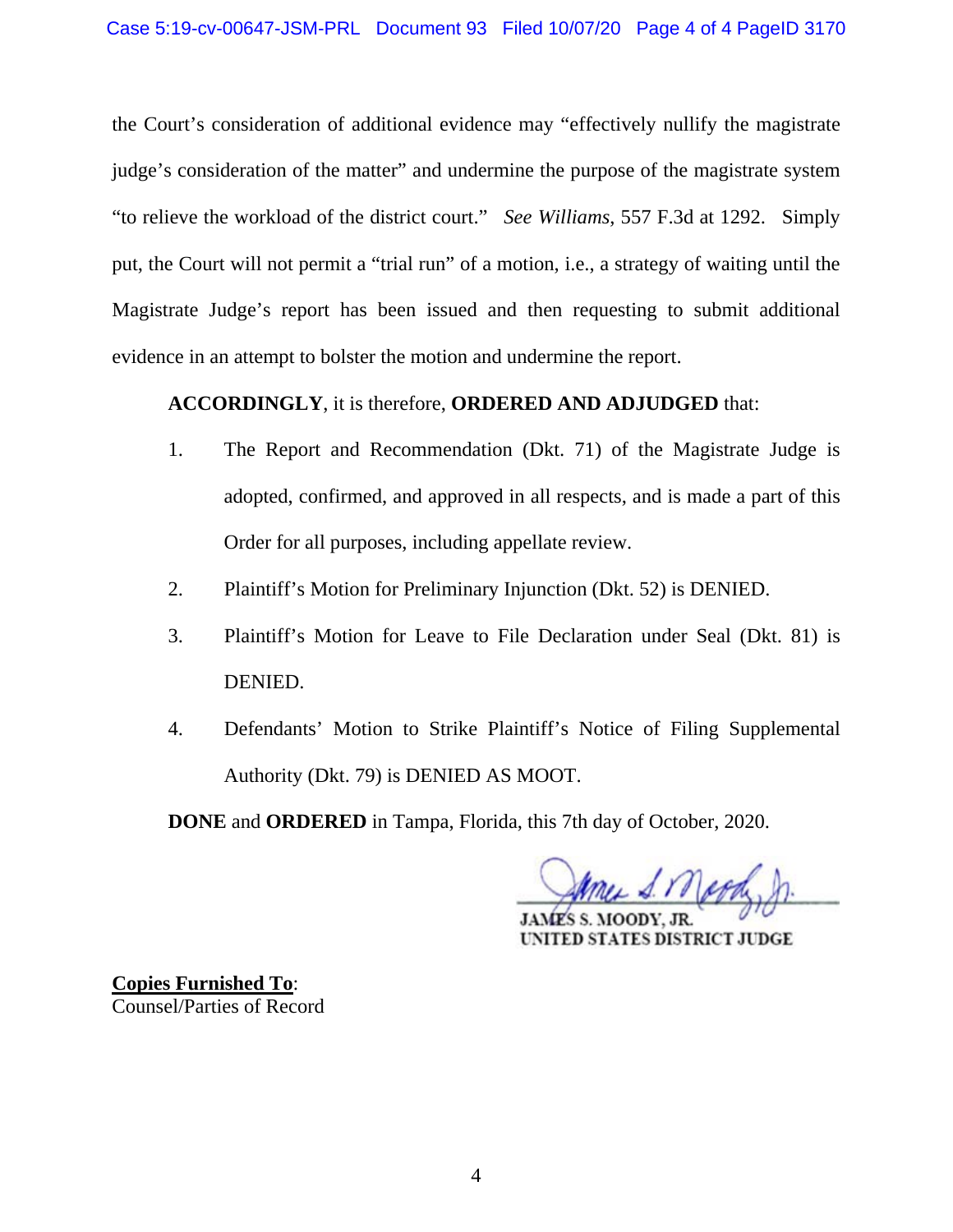the Court's consideration of additional evidence may "effectively nullify the magistrate judge's consideration of the matter" and undermine the purpose of the magistrate system "to relieve the workload of the district court." *See Williams*, 557 F.3d at 1292. Simply put, the Court will not permit a "trial run" of a motion, i.e., a strategy of waiting until the Magistrate Judge's report has been issued and then requesting to submit additional evidence in an attempt to bolster the motion and undermine the report.

**ACCORDINGLY**, it is therefore, **ORDERED AND ADJUDGED** that:

1. The Report and Recommendation (Dkt. 71) of the Magistrate Judge is adopted, confirmed, and approved in all respects, and is made a part of this Order for all purposes, including appellate review.
2. Plaintiff's Motion for Preliminary Injunction (Dkt. 52) is DENIED.
3. Plaintiff's Motion for Leave to File Declaration under Seal (Dkt. 81) is DENIED.
4. Defendants' Motion to Strike Plaintiff's Notice of Filing Supplemental Authority (Dkt. 79) is DENIED AS MOOT.

**DONE** and **ORDERED** in Tampa, Florida, this 7th day of October, 2020.

JAMES S. MOODY, JR.
UNITED STATES DISTRICT JUDGE

**Copies Furnished To**:
Counsel/Parties of Record